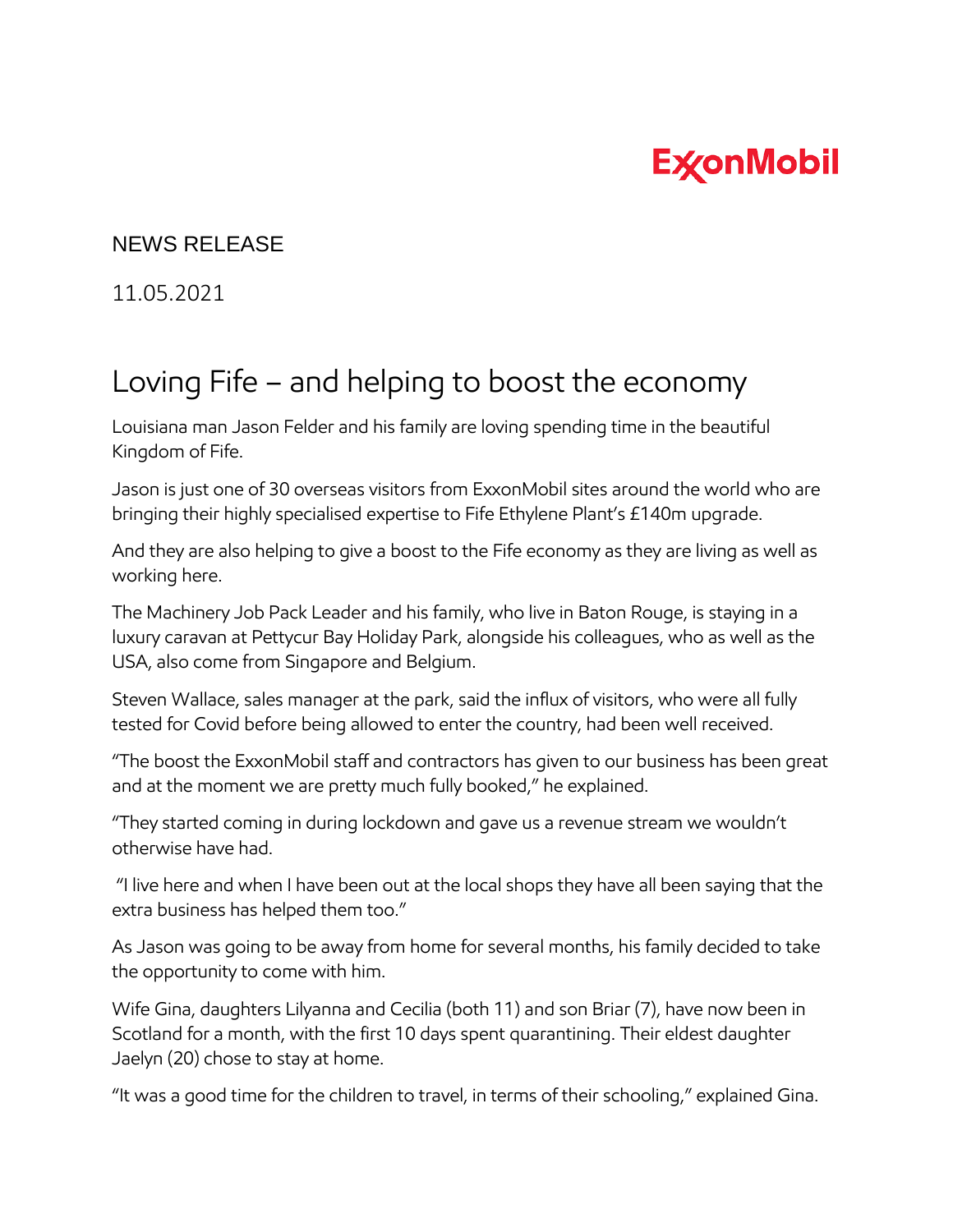ExxonMobil

NEWS RELEASE

11.05.2021

# Loving Fife – and helping to boost the economy

Louisiana man Jason Felder and his family are loving spending time in the beautiful Kingdom of Fife.

Jason is just one of 30 overseas visitors from ExxonMobil sites around the world who are bringing their highly specialised expertise to Fife Ethylene Plant's £140m upgrade.

And they are also helping to give a boost to the Fife economy as they are living as well as working here.

The Machinery Job Pack Leader and his family, who live in Baton Rouge, is staying in a luxury caravan at Pettycur Bay Holiday Park, alongside his colleagues, who as well as the USA, also come from Singapore and Belgium.

Steven Wallace, sales manager at the park, said the influx of visitors, who were all fully tested for Covid before being allowed to enter the country, had been well received.

"The boost the ExxonMobil staff and contractors has given to our business has been great and at the moment we are pretty much fully booked," he explained.

"They started coming in during lockdown and gave us a revenue stream we wouldn't otherwise have had.

"I live here and when I have been out at the local shops they have all been saying that the extra business has helped them too."

As Jason was going to be away from home for several months, his family decided to take the opportunity to come with him.

Wife Gina, daughters Lilyanna and Cecilia (both 11) and son Briar (7), have now been in Scotland for a month, with the first 10 days spent quarantining. Their eldest daughter Jaelyn (20) chose to stay at home.

"It was a good time for the children to travel, in terms of their schooling," explained Gina.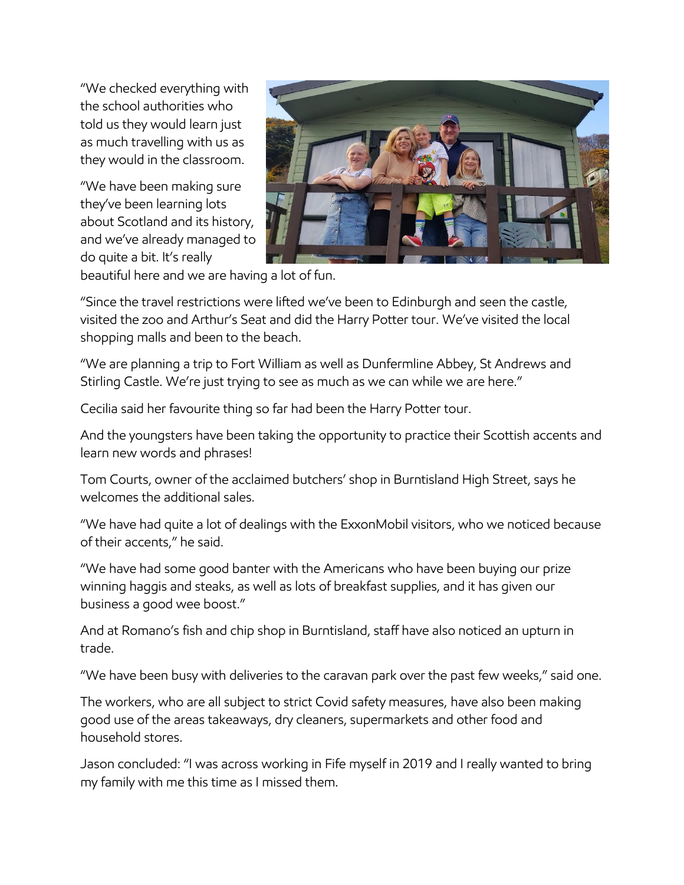"We checked everything with the school authorities who told us they would learn just as much travelling with us as they would in the classroom.

"We have been making sure they've been learning lots about Scotland and its history, and we've already managed to do quite a bit. It's really beautiful here and we are having a lot of fun.

"Since the travel restrictions were lifted we've been to Edinburgh and seen the castle, visited the zoo and Arthur's Seat and did the Harry Potter tour. We've visited the local shopping malls and been to the beach.

"We are planning a trip to Fort William as well as Dunfermline Abbey, St Andrews and Stirling Castle. We're just trying to see as much as we can while we are here."

Cecilia said her favourite thing so far had been the Harry Potter tour.

And the youngsters have been taking the opportunity to practice their Scottish accents and learn new words and phrases!

Tom Courts, owner of the acclaimed butchers' shop in Burntisland High Street, says he welcomes the additional sales.

"We have had quite a lot of dealings with the ExxonMobil visitors, who we noticed because of their accents," he said.

"We have had some good banter with the Americans who have been buying our prize winning haggis and steaks, as well as lots of breakfast supplies, and it has given our business a good wee boost."

And at Romano's fish and chip shop in Burntisland, staff have also noticed an upturn in trade.

"We have been busy with deliveries to the caravan park over the past few weeks," said one.

The workers, who are all subject to strict Covid safety measures, have also been making good use of the areas takeaways, dry cleaners, supermarkets and other food and household stores.

Jason concluded: "I was across working in Fife myself in 2019 and I really wanted to bring my family with me this time as I missed them.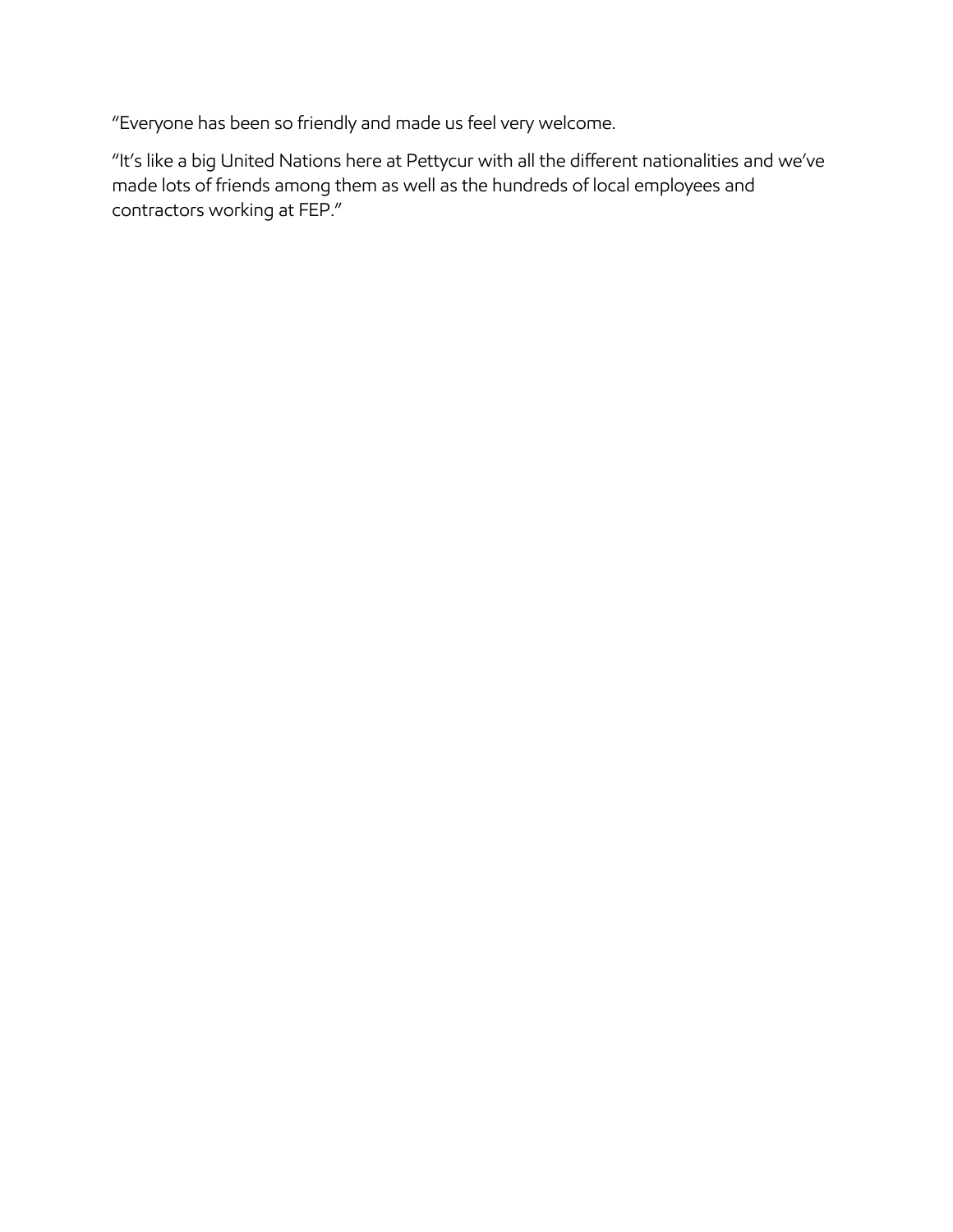"Everyone has been so friendly and made us feel very welcome.

"It's like a big United Nations here at Pettycur with all the different nationalities and we've made lots of friends among them as well as the hundreds of local employees and contractors working at FEP."